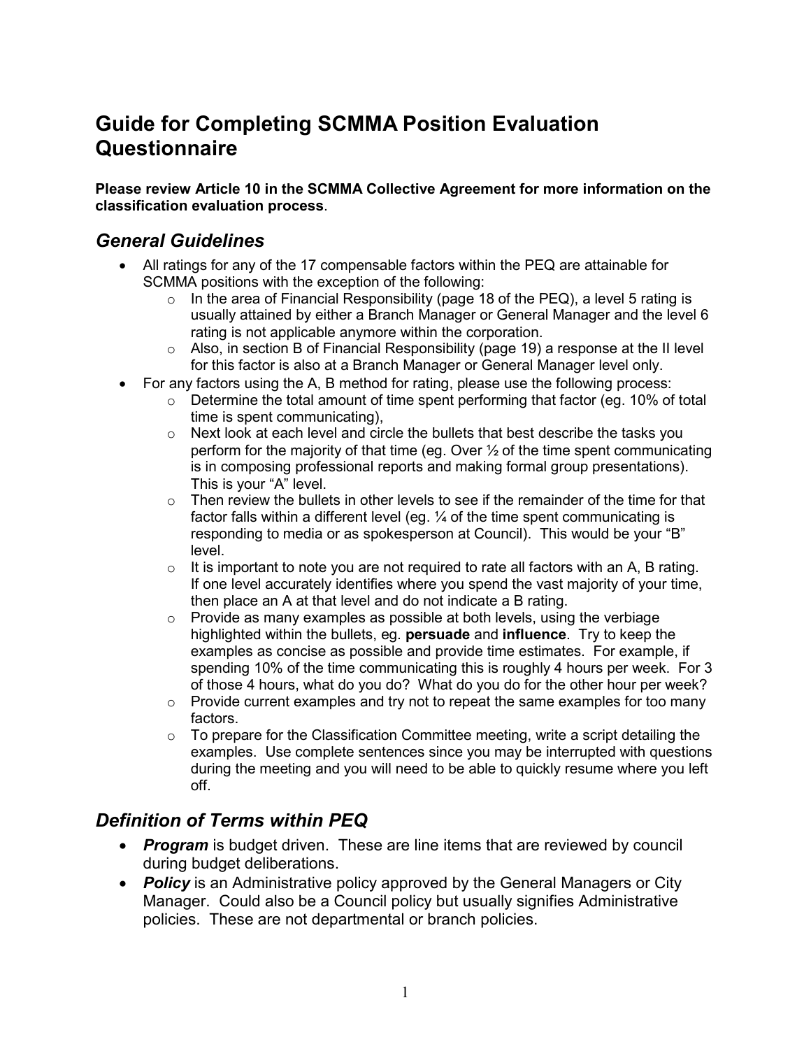# Guide for Completing SCMMA Position Evaluation Questionnaire

**Please review Article 10 in the SCMMA Collective Agreement for more information on the classification evaluation process**.

## *General Guidelines*

- All ratings for any of the 17 compensable factors within the PEQ are attainable for SCMMA positions with the exception of the following:
  - In the area of Financial Responsibility (page 18 of the PEQ), a level 5 rating is usually attained by either a Branch Manager or General Manager and the level 6 rating is not applicable anymore within the corporation.
  - Also, in section B of Financial Responsibility (page 19) a response at the II level for this factor is also at a Branch Manager or General Manager level only.
- For any factors using the A, B method for rating, please use the following process:
  - Determine the total amount of time spent performing that factor (eg. 10% of total time is spent communicating),
  - Next look at each level and circle the bullets that best describe the tasks you perform for the majority of that time (eg. Over ½ of the time spent communicating is in composing professional reports and making formal group presentations). This is your "A" level.
  - Then review the bullets in other levels to see if the remainder of the time for that factor falls within a different level (eg. ¼ of the time spent communicating is responding to media or as spokesperson at Council). This would be your "B" level.
  - It is important to note you are not required to rate all factors with an A, B rating. If one level accurately identifies where you spend the vast majority of your time, then place an A at that level and do not indicate a B rating.
  - Provide as many examples as possible at both levels, using the verbiage highlighted within the bullets, eg. **persuade** and **influence**. Try to keep the examples as concise as possible and provide time estimates. For example, if spending 10% of the time communicating this is roughly 4 hours per week. For 3 of those 4 hours, what do you do? What do you do for the other hour per week?
  - Provide current examples and try not to repeat the same examples for too many factors.
  - To prepare for the Classification Committee meeting, write a script detailing the examples. Use complete sentences since you may be interrupted with questions during the meeting and you will need to be able to quickly resume where you left off.

## *Definition of Terms within PEQ*

- ***Program*** is budget driven. These are line items that are reviewed by council during budget deliberations.
- ***Policy*** is an Administrative policy approved by the General Managers or City Manager. Could also be a Council policy but usually signifies Administrative policies. These are not departmental or branch policies.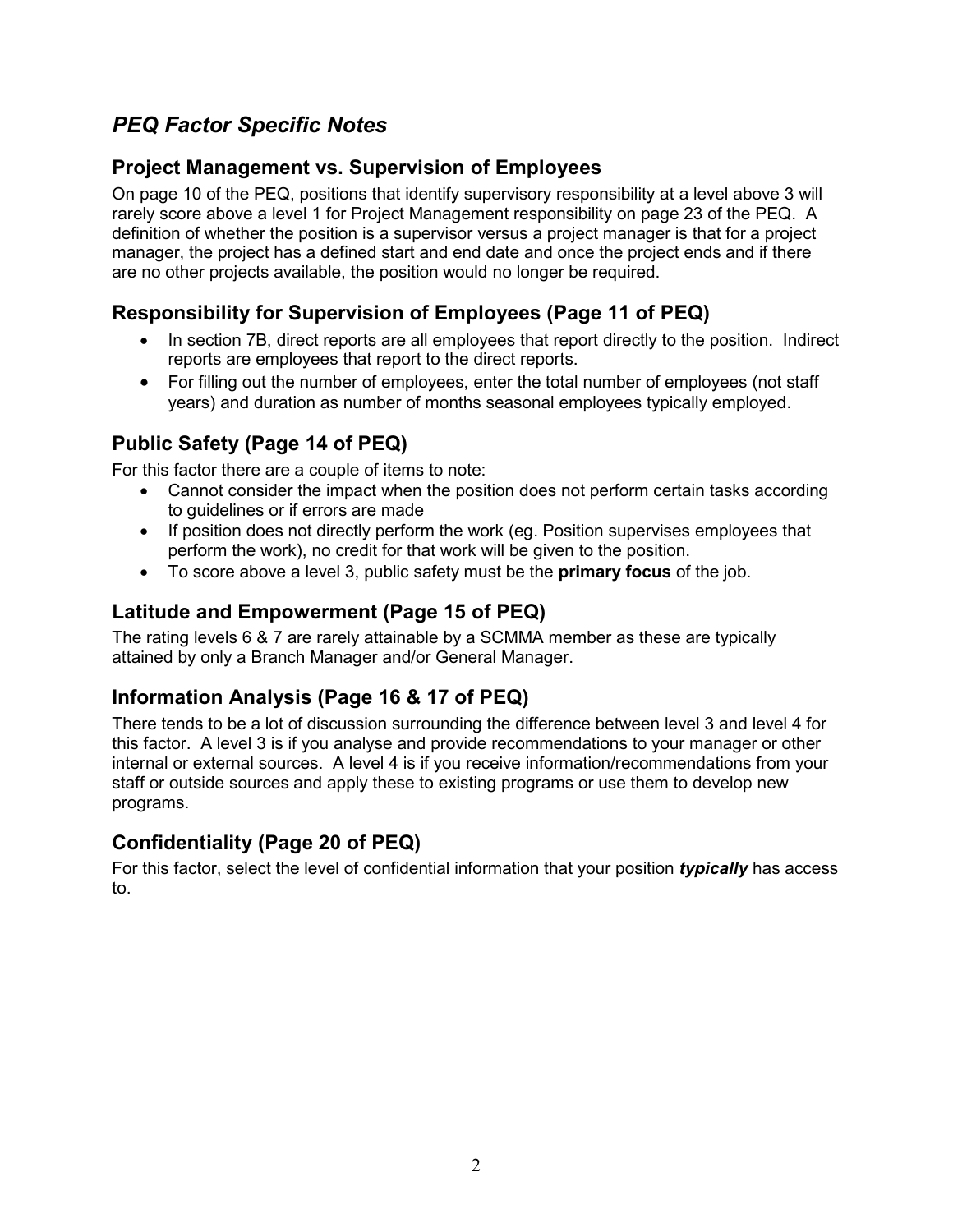# *PEQ Factor Specific Notes*

## Project Management vs. Supervision of Employees

On page 10 of the PEQ, positions that identify supervisory responsibility at a level above 3 will rarely score above a level 1 for Project Management responsibility on page 23 of the PEQ. A definition of whether the position is a supervisor versus a project manager is that for a project manager, the project has a defined start and end date and once the project ends and if there are no other projects available, the position would no longer be required.

## Responsibility for Supervision of Employees (Page 11 of PEQ)

- In section 7B, direct reports are all employees that report directly to the position. Indirect reports are employees that report to the direct reports.
- For filling out the number of employees, enter the total number of employees (not staff years) and duration as number of months seasonal employees typically employed.

## Public Safety (Page 14 of PEQ)

For this factor there are a couple of items to note:

- Cannot consider the impact when the position does not perform certain tasks according to guidelines or if errors are made
- If position does not directly perform the work (eg. Position supervises employees that perform the work), no credit for that work will be given to the position.
- To score above a level 3, public safety must be the **primary focus** of the job.

## Latitude and Empowerment (Page 15 of PEQ)

The rating levels 6 & 7 are rarely attainable by a SCMMA member as these are typically attained by only a Branch Manager and/or General Manager.

## Information Analysis (Page 16 & 17 of PEQ)

There tends to be a lot of discussion surrounding the difference between level 3 and level 4 for this factor. A level 3 is if you analyse and provide recommendations to your manager or other internal or external sources. A level 4 is if you receive information/recommendations from your staff or outside sources and apply these to existing programs or use them to develop new programs.

## Confidentiality (Page 20 of PEQ)

For this factor, select the level of confidential information that your position ***typically*** has access to.